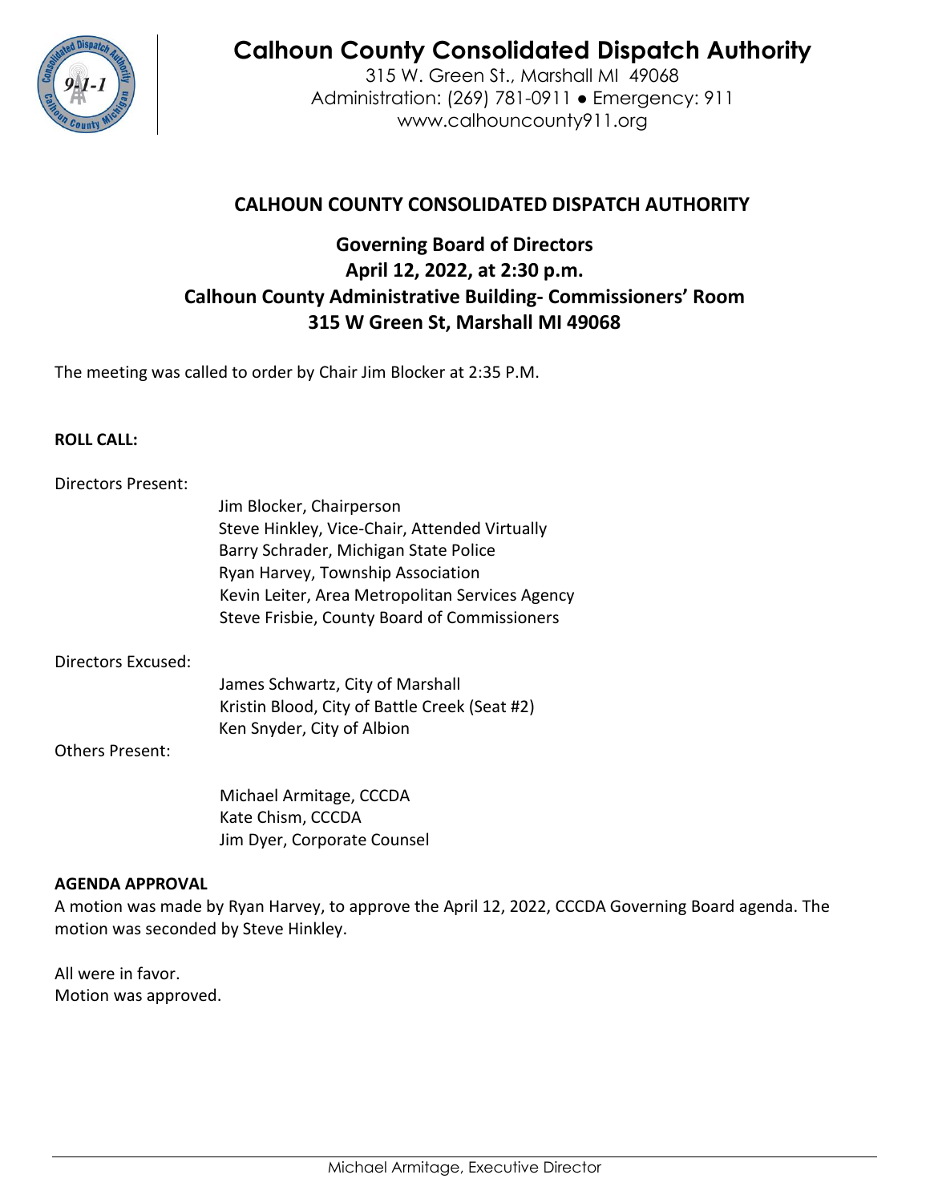# Calhoun County Consolidated Dispatch Authority

315 W. Green St., Marshall MI 49068
Administration: (269) 781-0911 ● Emergency: 911
www.calhouncounty911.org

## CALHOUN COUNTY CONSOLIDATED DISPATCH AUTHORITY

### Governing Board of Directors
### April 12, 2022, at 2:30 p.m.
### Calhoun County Administrative Building- Commissioners' Room
### 315 W Green St, Marshall MI 49068

The meeting was called to order by Chair Jim Blocker at 2:35 P.M.

**ROLL CALL:**

Directors Present:

Jim Blocker, Chairperson
Steve Hinkley, Vice-Chair, Attended Virtually
Barry Schrader, Michigan State Police
Ryan Harvey, Township Association
Kevin Leiter, Area Metropolitan Services Agency
Steve Frisbie, County Board of Commissioners

Directors Excused:

James Schwartz, City of Marshall
Kristin Blood, City of Battle Creek (Seat #2)
Ken Snyder, City of Albion

Others Present:

Michael Armitage, CCCDA
Kate Chism, CCCDA
Jim Dyer, Corporate Counsel

**AGENDA APPROVAL**

A motion was made by Ryan Harvey, to approve the April 12, 2022, CCCDA Governing Board agenda. The motion was seconded by Steve Hinkley.

All were in favor.
Motion was approved.

Michael Armitage, Executive Director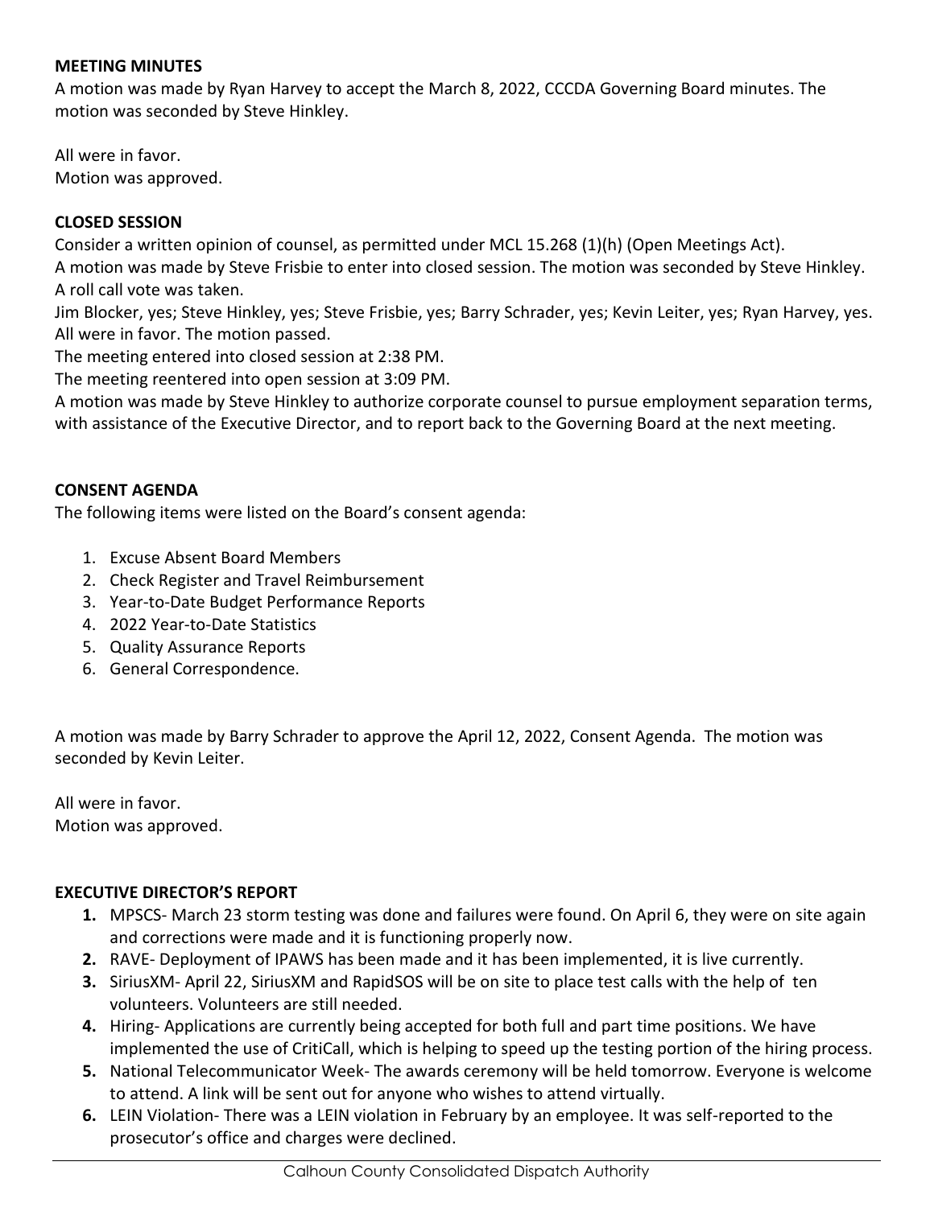**MEETING MINUTES**

A motion was made by Ryan Harvey to accept the March 8, 2022, CCCDA Governing Board minutes. The motion was seconded by Steve Hinkley.

All were in favor.
Motion was approved.

**CLOSED SESSION**

Consider a written opinion of counsel, as permitted under MCL 15.268 (1)(h) (Open Meetings Act).
A motion was made by Steve Frisbie to enter into closed session. The motion was seconded by Steve Hinkley.
A roll call vote was taken.
Jim Blocker, yes; Steve Hinkley, yes; Steve Frisbie, yes; Barry Schrader, yes; Kevin Leiter, yes; Ryan Harvey, yes.
All were in favor. The motion passed.
The meeting entered into closed session at 2:38 PM.
The meeting reentered into open session at 3:09 PM.
A motion was made by Steve Hinkley to authorize corporate counsel to pursue employment separation terms, with assistance of the Executive Director, and to report back to the Governing Board at the next meeting.

**CONSENT AGENDA**

The following items were listed on the Board's consent agenda:

1. Excuse Absent Board Members
2. Check Register and Travel Reimbursement
3. Year-to-Date Budget Performance Reports
4. 2022 Year-to-Date Statistics
5. Quality Assurance Reports
6. General Correspondence.

A motion was made by Barry Schrader to approve the April 12, 2022, Consent Agenda. The motion was seconded by Kevin Leiter.

All were in favor.
Motion was approved.

**EXECUTIVE DIRECTOR'S REPORT**

1. MPSCS- March 23 storm testing was done and failures were found. On April 6, they were on site again and corrections were made and it is functioning properly now.
2. RAVE- Deployment of IPAWS has been made and it has been implemented, it is live currently.
3. SiriusXM- April 22, SiriusXM and RapidSOS will be on site to place test calls with the help of ten volunteers. Volunteers are still needed.
4. Hiring- Applications are currently being accepted for both full and part time positions. We have implemented the use of CritiCall, which is helping to speed up the testing portion of the hiring process.
5. National Telecommunicator Week- The awards ceremony will be held tomorrow. Everyone is welcome to attend. A link will be sent out for anyone who wishes to attend virtually.
6. LEIN Violation- There was a LEIN violation in February by an employee. It was self-reported to the prosecutor's office and charges were declined.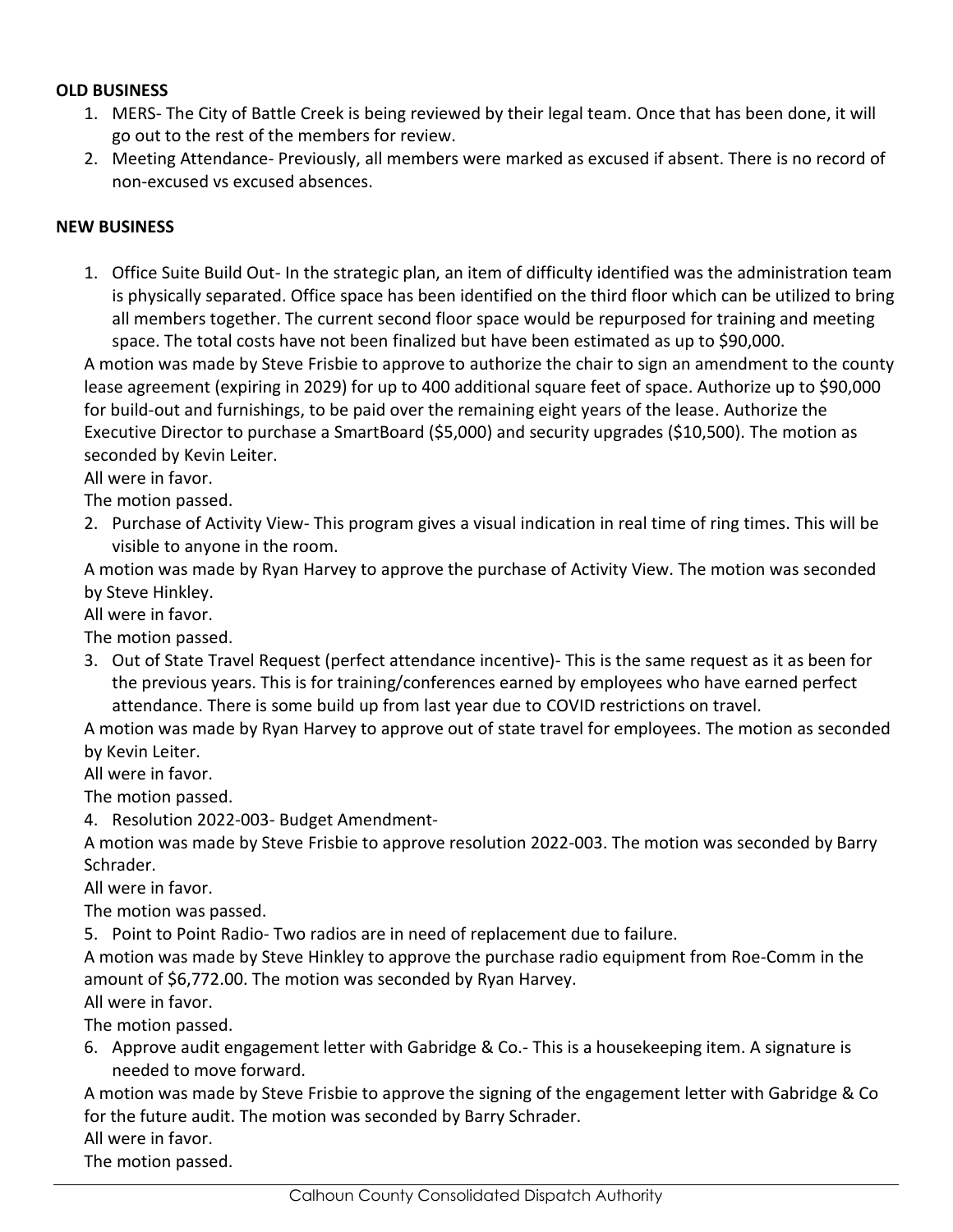**OLD BUSINESS**

1. MERS- The City of Battle Creek is being reviewed by their legal team. Once that has been done, it will go out to the rest of the members for review.
2. Meeting Attendance- Previously, all members were marked as excused if absent. There is no record of non-excused vs excused absences.

**NEW BUSINESS**

1. Office Suite Build Out- In the strategic plan, an item of difficulty identified was the administration team is physically separated. Office space has been identified on the third floor which can be utilized to bring all members together. The current second floor space would be repurposed for training and meeting space. The total costs have not been finalized but have been estimated as up to $90,000.

A motion was made by Steve Frisbie to approve to authorize the chair to sign an amendment to the county lease agreement (expiring in 2029) for up to 400 additional square feet of space. Authorize up to $90,000 for build-out and furnishings, to be paid over the remaining eight years of the lease. Authorize the Executive Director to purchase a SmartBoard ($5,000) and security upgrades ($10,500). The motion as seconded by Kevin Leiter.

All were in favor.

The motion passed.

2. Purchase of Activity View- This program gives a visual indication in real time of ring times. This will be visible to anyone in the room.

A motion was made by Ryan Harvey to approve the purchase of Activity View. The motion was seconded by Steve Hinkley.

All were in favor.

The motion passed.

3. Out of State Travel Request (perfect attendance incentive)- This is the same request as it as been for the previous years. This is for training/conferences earned by employees who have earned perfect attendance. There is some build up from last year due to COVID restrictions on travel.

A motion was made by Ryan Harvey to approve out of state travel for employees. The motion as seconded by Kevin Leiter.

All were in favor.

The motion passed.

4. Resolution 2022-003- Budget Amendment-

A motion was made by Steve Frisbie to approve resolution 2022-003. The motion was seconded by Barry Schrader.

All were in favor.

The motion was passed.

5. Point to Point Radio- Two radios are in need of replacement due to failure.

A motion was made by Steve Hinkley to approve the purchase radio equipment from Roe-Comm in the amount of $6,772.00. The motion was seconded by Ryan Harvey.

All were in favor.

The motion passed.

6. Approve audit engagement letter with Gabridge & Co.- This is a housekeeping item. A signature is needed to move forward.

A motion was made by Steve Frisbie to approve the signing of the engagement letter with Gabridge & Co for the future audit. The motion was seconded by Barry Schrader.

All were in favor.

The motion passed.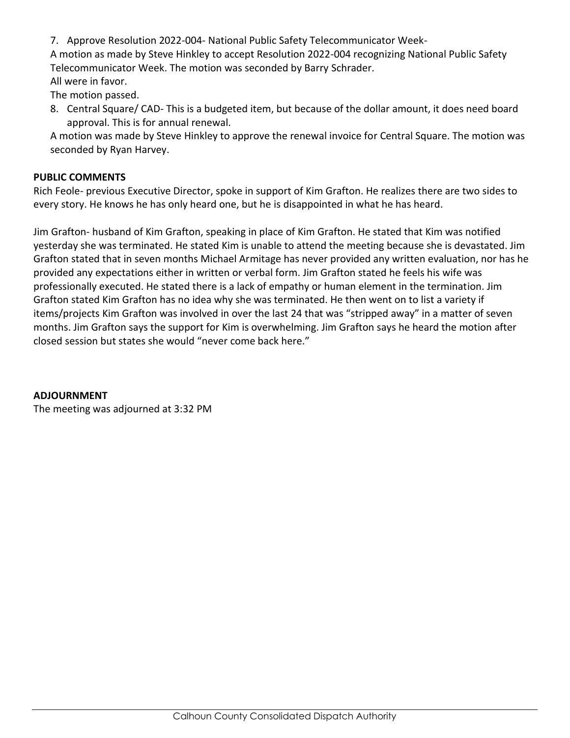7. Approve Resolution 2022-004- National Public Safety Telecommunicator Week-

A motion as made by Steve Hinkley to accept Resolution 2022-004 recognizing National Public Safety Telecommunicator Week. The motion was seconded by Barry Schrader.
All were in favor.
The motion passed.

8. Central Square/ CAD- This is a budgeted item, but because of the dollar amount, it does need board approval. This is for annual renewal.

A motion was made by Steve Hinkley to approve the renewal invoice for Central Square. The motion was seconded by Ryan Harvey.

**PUBLIC COMMENTS**

Rich Feole- previous Executive Director, spoke in support of Kim Grafton. He realizes there are two sides to every story. He knows he has only heard one, but he is disappointed in what he has heard.

Jim Grafton- husband of Kim Grafton, speaking in place of Kim Grafton. He stated that Kim was notified yesterday she was terminated. He stated Kim is unable to attend the meeting because she is devastated. Jim Grafton stated that in seven months Michael Armitage has never provided any written evaluation, nor has he provided any expectations either in written or verbal form. Jim Grafton stated he feels his wife was professionally executed. He stated there is a lack of empathy or human element in the termination. Jim Grafton stated Kim Grafton has no idea why she was terminated. He then went on to list a variety if items/projects Kim Grafton was involved in over the last 24 that was "stripped away" in a matter of seven months. Jim Grafton says the support for Kim is overwhelming. Jim Grafton says he heard the motion after closed session but states she would "never come back here."

**ADJOURNMENT**

The meeting was adjourned at 3:32 PM